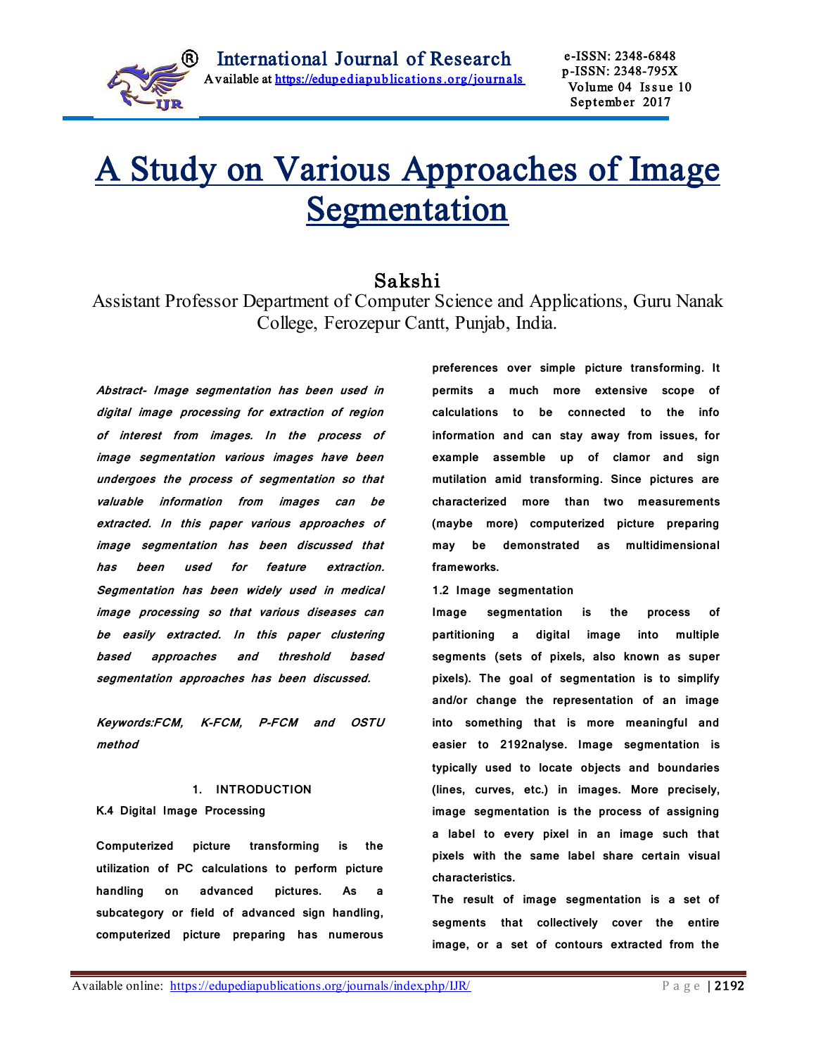# A Study on Various Approaches of Image Segmentation

**Sakshi**

Assistant Professor Department of Computer Science and Applications, Guru Nanak College, Ferozepur Cantt, Punjab, India.

***Abstract-** Image segmentation has been used in digital image processing for extraction of region of interest from images. In the process of image segmentation various images have been undergoes the process of segmentation so that valuable information from images can be extracted. In this paper various approaches of image segmentation has been discussed that has been used for feature extraction. Segmentation has been widely used in medical image processing so that various diseases can be easily extracted. In this paper clustering based approaches and threshold based segmentation approaches has been discussed.*

***Keywords:**FCM, K-FCM, P-FCM and OSTU method*

## 1. INTRODUCTION

### K.4 Digital Image Processing

Computerized picture transforming is the utilization of PC calculations to perform picture handling on advanced pictures. As a subcategory or field of advanced sign handling, computerized picture preparing has numerous preferences over simple picture transforming. It permits a much more extensive scope of calculations to be connected to the info information and can stay away from issues, for example assemble up of clamor and sign mutilation amid transforming. Since pictures are characterized more than two measurements (maybe more) computerized picture preparing may be demonstrated as multidimensional frameworks.

### 1.2 Image segmentation

Image segmentation is the process of partitioning a digital image into multiple segments (sets of pixels, also known as super pixels). The goal of segmentation is to simplify and/or change the representation of an image into something that is more meaningful and easier to 2192nalyse. Image segmentation is typically used to locate objects and boundaries (lines, curves, etc.) in images. More precisely, image segmentation is the process of assigning a label to every pixel in an image such that pixels with the same label share certain visual characteristics.

The result of image segmentation is a set of segments that collectively cover the entire image, or a set of contours extracted from the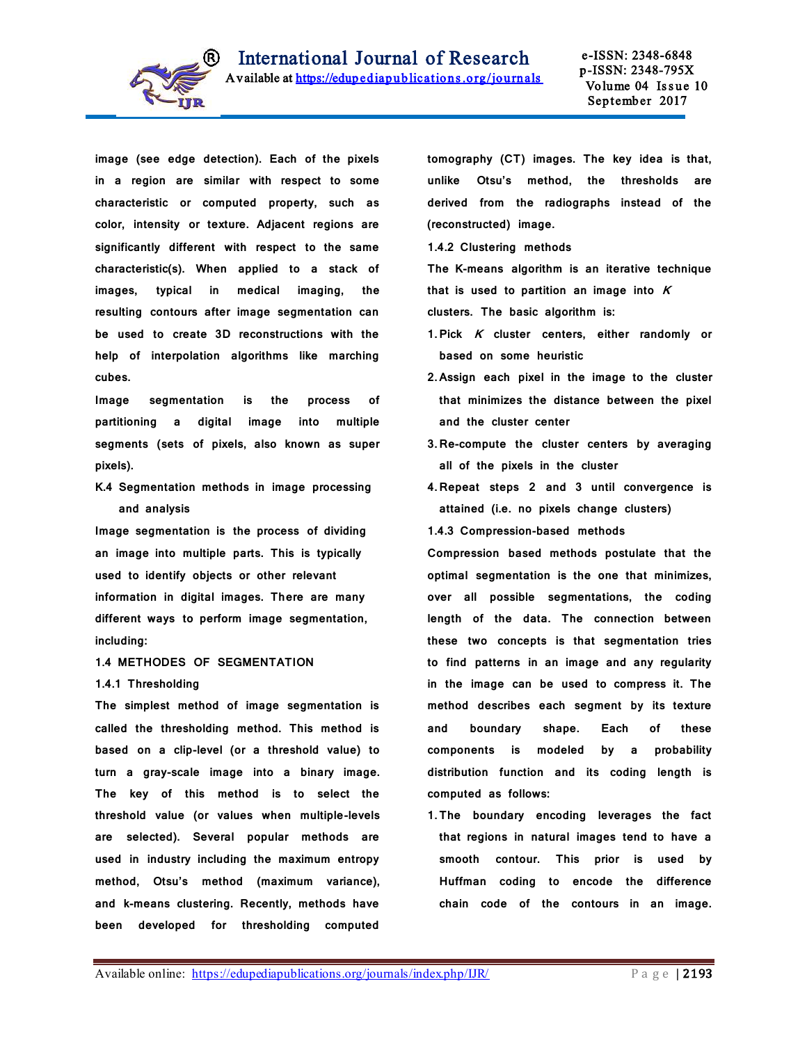image (see edge detection). Each of the pixels in a region are similar with respect to some characteristic or computed property, such as color, intensity or texture. Adjacent regions are significantly different with respect to the same characteristic(s). When applied to a stack of images, typical in medical imaging, the resulting contours after image segmentation can be used to create 3D reconstructions with the help of interpolation algorithms like marching cubes.

Image segmentation is the process of partitioning a digital image into multiple segments (sets of pixels, also known as super pixels).

K.4 Segmentation methods in image processing and analysis

Image segmentation is the process of dividing an image into multiple parts. This is typically used to identify objects or other relevant information in digital images. There are many different ways to perform image segmentation, including:

## 1.4 METHODES OF SEGMENTATION

### 1.4.1 Thresholding

The simplest method of image segmentation is called the thresholding method. This method is based on a clip-level (or a threshold value) to turn a gray-scale image into a binary image. The key of this method is to select the threshold value (or values when multiple-levels are selected). Several popular methods are used in industry including the maximum entropy method, Otsu's method (maximum variance), and k-means clustering. Recently, methods have been developed for thresholding computed tomography (CT) images. The key idea is that, unlike Otsu's method, the thresholds are derived from the radiographs instead of the (reconstructed) image.

### 1.4.2 Clustering methods

The K-means algorithm is an iterative technique that is used to partition an image into $K$ clusters. The basic algorithm is:

1. Pick $K$ cluster centers, either randomly or based on some heuristic
2. Assign each pixel in the image to the cluster that minimizes the distance between the pixel and the cluster center
3. Re-compute the cluster centers by averaging all of the pixels in the cluster
4. Repeat steps 2 and 3 until convergence is attained (i.e. no pixels change clusters)

### 1.4.3 Compression-based methods

Compression based methods postulate that the optimal segmentation is the one that minimizes, over all possible segmentations, the coding length of the data. The connection between these two concepts is that segmentation tries to find patterns in an image and any regularity in the image can be used to compress it. The method describes each segment by its texture and boundary shape. Each of these components is modeled by a probability distribution function and its coding length is computed as follows:

1. The boundary encoding leverages the fact that regions in natural images tend to have a smooth contour. This prior is used by Huffman coding to encode the difference chain code of the contours in an image.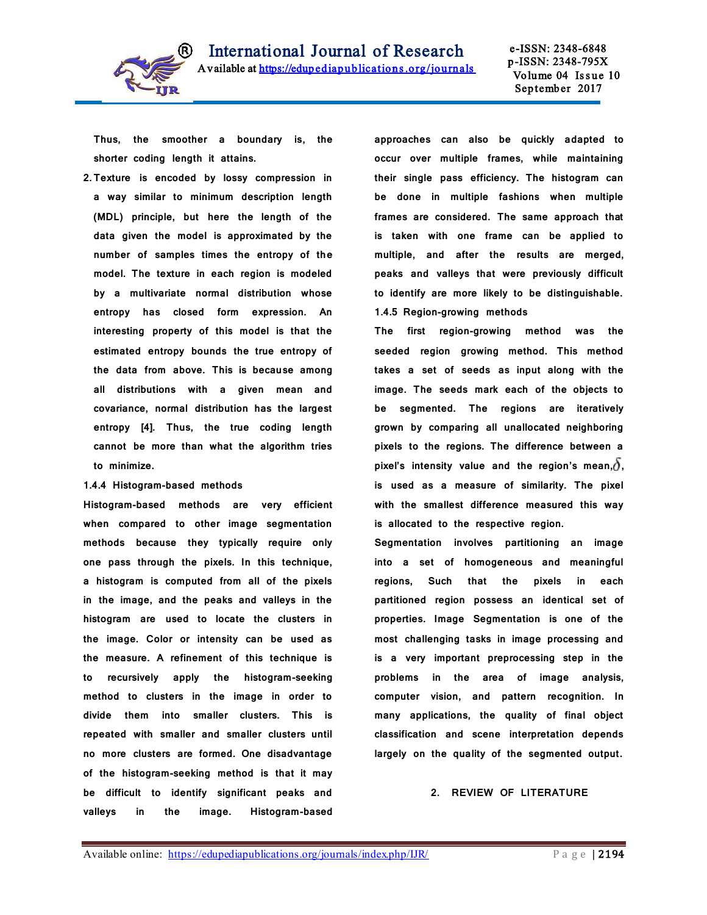Thus, the smoother a boundary is, the shorter coding length it attains.

2. Texture is encoded by lossy compression in a way similar to minimum description length (MDL) principle, but here the length of the data given the model is approximated by the number of samples times the entropy of the model. The texture in each region is modeled by a multivariate normal distribution whose entropy has closed form expression. An interesting property of this model is that the estimated entropy bounds the true entropy of the data from above. This is because among all distributions with a given mean and covariance, normal distribution has the largest entropy [4]. Thus, the true coding length cannot be more than what the algorithm tries to minimize.

### 1.4.4 Histogram-based methods

Histogram-based methods are very efficient when compared to other image segmentation methods because they typically require only one pass through the pixels. In this technique, a histogram is computed from all of the pixels in the image, and the peaks and valleys in the histogram are used to locate the clusters in the image. Color or intensity can be used as the measure. A refinement of this technique is to recursively apply the histogram-seeking method to clusters in the image in order to divide them into smaller clusters. This is repeated with smaller and smaller clusters until no more clusters are formed. One disadvantage of the histogram-seeking method is that it may be difficult to identify significant peaks and valleys in the image. Histogram-based approaches can also be quickly adapted to occur over multiple frames, while maintaining their single pass efficiency. The histogram can be done in multiple fashions when multiple frames are considered. The same approach that is taken with one frame can be applied to multiple, and after the results are merged, peaks and valleys that were previously difficult to identify are more likely to be distinguishable.

### 1.4.5 Region-growing methods

The first region-growing method was the seeded region growing method. This method takes a set of seeds as input along with the image. The seeds mark each of the objects to be segmented. The regions are iteratively grown by comparing all unallocated neighboring pixels to the regions. The difference between a pixel's intensity value and the region's mean, $\delta$, is used as a measure of similarity. The pixel with the smallest difference measured this way is allocated to the respective region.

Segmentation involves partitioning an image into a set of homogeneous and meaningful regions, Such that the pixels in each partitioned region possess an identical set of properties. Image Segmentation is one of the most challenging tasks in image processing and is a very important preprocessing step in the problems in the area of image analysis, computer vision, and pattern recognition. In many applications, the quality of final object classification and scene interpretation depends largely on the quality of the segmented output.

## 2. REVIEW OF LITERATURE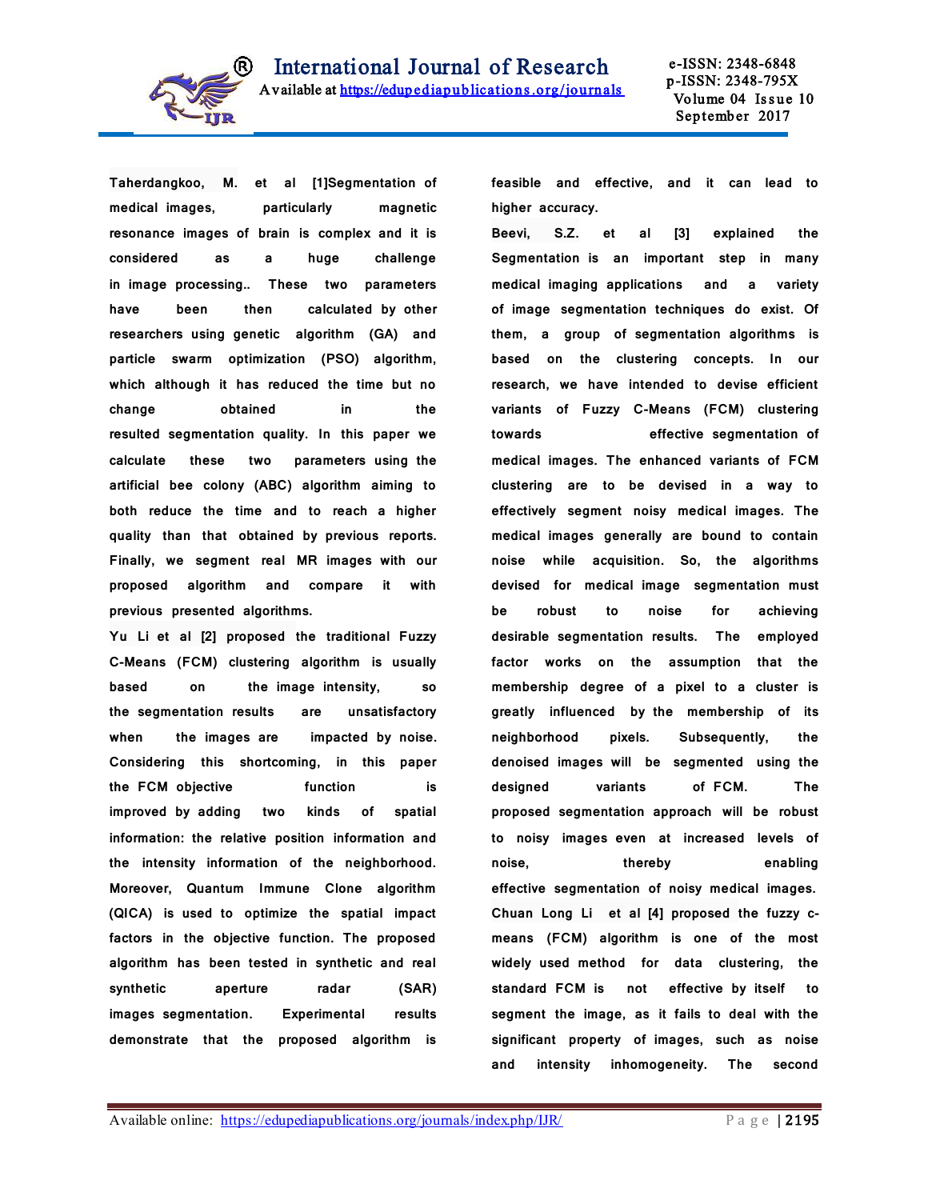**Taherdangkoo, M. et al [1]**Segmentation of medical images, particularly magnetic resonance images of brain is complex and it is considered as a huge challenge in image processing.. These two parameters have been then calculated by other researchers using genetic algorithm (GA) and particle swarm optimization (PSO) algorithm, which although it has reduced the time but no change obtained in the resulted segmentation quality. In this paper we calculate these two parameters using the artificial bee colony (ABC) algorithm aiming to both reduce the time and to reach a higher quality than that obtained by previous reports. Finally, we segment real MR images with our proposed algorithm and compare it with previous presented algorithms.

**Yu Li et al [2]** proposed the traditional Fuzzy C-Means (FCM) clustering algorithm is usually based on the image intensity, so the segmentation results are unsatisfactory when the images are impacted by noise. Considering this shortcoming, in this paper the FCM objective function is improved by adding two kinds of spatial information: the relative position information and the intensity information of the neighborhood. Moreover, Quantum Immune Clone algorithm (QICA) is used to optimize the spatial impact factors in the objective function. The proposed algorithm has been tested in synthetic and real synthetic aperture radar (SAR) images segmentation. Experimental results demonstrate that the proposed algorithm is feasible and effective, and it can lead to higher accuracy.

**Beevi, S.Z. et al [3]** explained the Segmentation is an important step in many medical imaging applications and a variety of image segmentation techniques do exist. Of them, a group of segmentation algorithms is based on the clustering concepts. In our research, we have intended to devise efficient variants of Fuzzy C-Means (FCM) clustering towards effective segmentation of medical images. The enhanced variants of FCM clustering are to be devised in a way to effectively segment noisy medical images. The medical images generally are bound to contain noise while acquisition. So, the algorithms devised for medical image segmentation must be robust to noise for achieving desirable segmentation results. The employed factor works on the assumption that the membership degree of a pixel to a cluster is greatly influenced by the membership of its neighborhood pixels. Subsequently, the denoised images will be segmented using the designed variants of FCM. The proposed segmentation approach will be robust to noisy images even at increased levels of noise, thereby enabling effective segmentation of noisy medical images.

**Chuan Long Li et al [4]** proposed the fuzzy c-means (FCM) algorithm is one of the most widely used method for data clustering, the standard FCM is not effective by itself to segment the image, as it fails to deal with the significant property of images, such as noise and intensity inhomogeneity. The second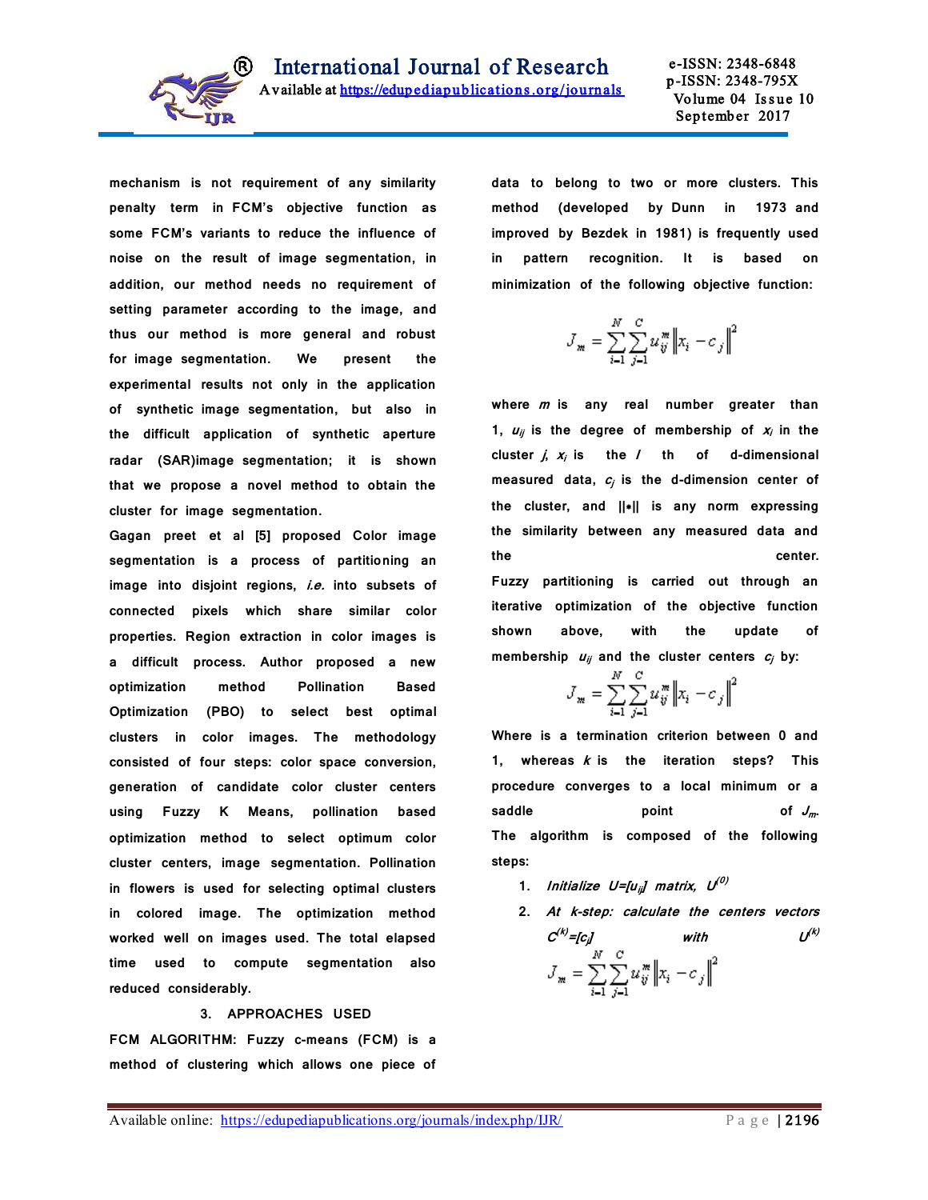mechanism is not requirement of any similarity penalty term in FCM's objective function as some FCM's variants to reduce the influence of noise on the result of image segmentation, in addition, our method needs no requirement of setting parameter according to the image, and thus our method is more general and robust for image segmentation. We present the experimental results not only in the application of synthetic image segmentation, but also in the difficult application of synthetic aperture radar (SAR)image segmentation; it is shown that we propose a novel method to obtain the cluster for image segmentation.

Gagan preet et al [5] proposed Color image segmentation is a process of partitioning an image into disjoint regions, *i.e.* into subsets of connected pixels which share similar color properties. Region extraction in color images is a difficult process. Author proposed a new optimization method Pollination Based Optimization (PBO) to select best optimal clusters in color images. The methodology consisted of four steps: color space conversion, generation of candidate color cluster centers using Fuzzy K Means, pollination based optimization method to select optimum color cluster centers, image segmentation. Pollination in flowers is used for selecting optimal clusters in colored image. The optimization method worked well on images used. The total elapsed time used to compute segmentation also reduced considerably.

## 3. APPROACHES USED

FCM ALGORITHM: Fuzzy c-means (FCM) is a method of clustering which allows one piece of data to belong to two or more clusters. This method (developed by Dunn in 1973 and improved by Bezdek in 1981) is frequently used in pattern recognition. It is based on minimization of the following objective function:

$$J_m = \sum_{i=1}^{N} \sum_{j=1}^{C} u_{ij}^m \left\| x_i - c_j \right\|^2$$

where $m$ is any real number greater than 1, $u_{ij}$ is the degree of membership of $x_i$ in the cluster $j$, $x_i$ is the $i$ th of d-dimensional measured data, $c_j$ is the d-dimension center of the cluster, and $||*||$ is any norm expressing the similarity between any measured data and the center.

Fuzzy partitioning is carried out through an iterative optimization of the objective function shown above, with the update of membership $u_{ij}$ and the cluster centers $c_j$ by:

$$J_m = \sum_{i=1}^{N} \sum_{j=1}^{C} u_{ij}^m \left\| x_i - c_j \right\|^2$$

Where is a termination criterion between 0 and 1, whereas $k$ is the iteration steps? This procedure converges to a local minimum or a saddle point of $J_m$.

The algorithm is composed of the following steps:

1. *Initialize* $U=[u_{ij}]$ *matrix,* $U^{(0)}$
2. *At k-step: calculate the centers vectors* $C^{(k)}=[c_j]$ *with* $U^{(k)}$

$$J_m = \sum_{i=1}^{N} \sum_{j=1}^{C} u_{ij}^m \left\| x_i - c_j \right\|^2$$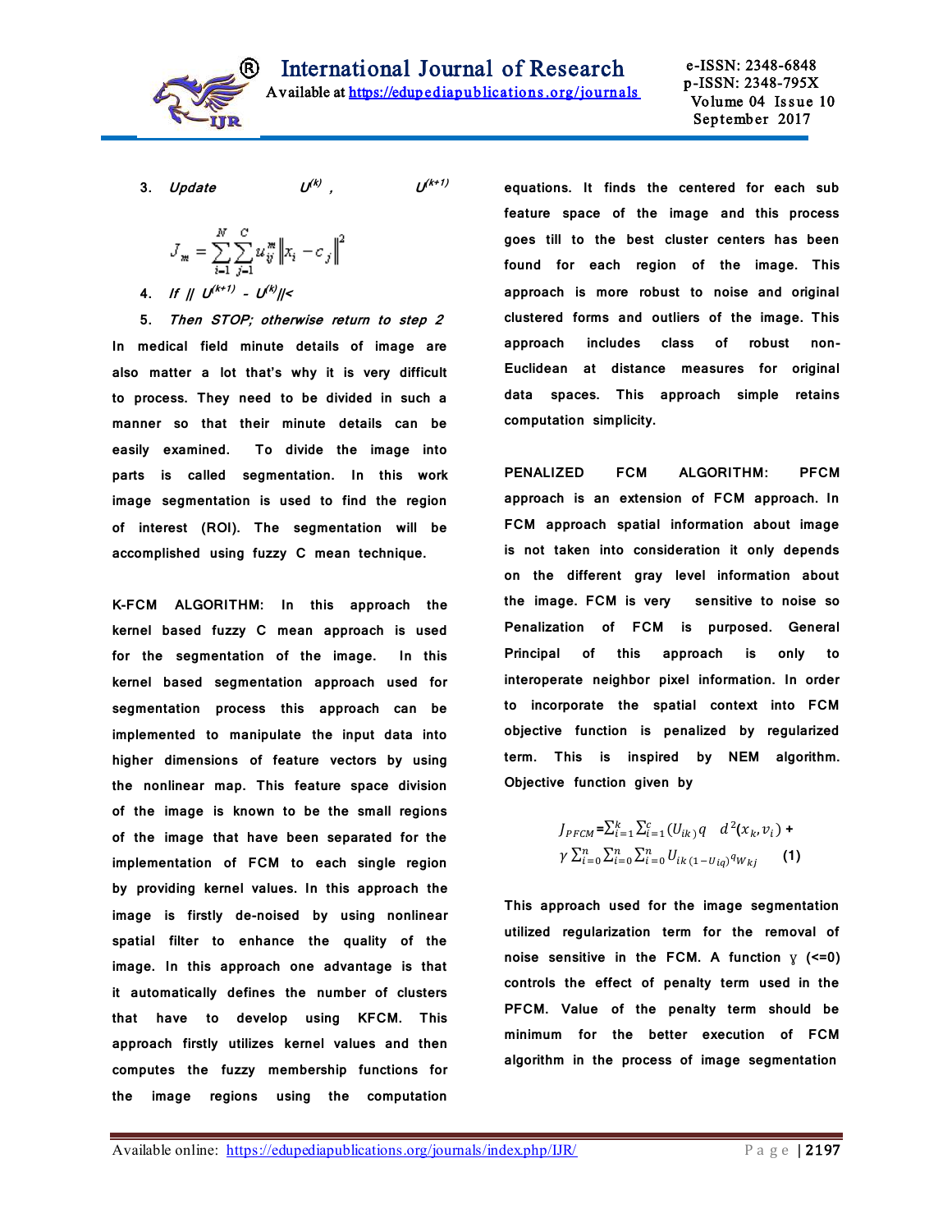3. *Update* $U^{(k)}$ , $U^{(k+1)}$

$$J_m = \sum_{i=1}^{N}\sum_{j=1}^{C} u_{ij}^{m} \left\| x_i - c_j \right\|^2$$

4. *If* $\| U^{(k+1)} - U^{(k)} \| <$
5. *Then STOP; otherwise return to step 2*

In medical field minute details of image are also matter a lot that's why it is very difficult to process. They need to be divided in such a manner so that their minute details can be easily examined. To divide the image into parts is called segmentation. In this work image segmentation is used to find the region of interest (ROI). The segmentation will be accomplished using fuzzy C mean technique.

**K-FCM ALGORITHM:** In this approach the kernel based fuzzy C mean approach is used for the segmentation of the image. In this kernel based segmentation approach used for segmentation process this approach can be implemented to manipulate the input data into higher dimensions of feature vectors by using the nonlinear map. This feature space division of the image is known to be the small regions of the image that have been separated for the implementation of FCM to each single region by providing kernel values. In this approach the image is firstly de-noised by using nonlinear spatial filter to enhance the quality of the image. In this approach one advantage is that it automatically defines the number of clusters that have to develop using KFCM. This approach firstly utilizes kernel values and then computes the fuzzy membership functions for the image regions using the computation equations. It finds the centered for each sub feature space of the image and this process goes till to the best cluster centers has been found for each region of the image. This approach is more robust to noise and original clustered forms and outliers of the image. This approach includes class of robust non-Euclidean at distance measures for original data spaces. This approach simple retains computation simplicity.

**PENALIZED FCM ALGORITHM:** PFCM approach is an extension of FCM approach. In FCM approach spatial information about image is not taken into consideration it only depends on the different gray level information about the image. FCM is very sensitive to noise so Penalization of FCM is purposed. General Principal of this approach is only to interoperate neighbor pixel information. In order to incorporate the spatial context into FCM objective function is penalized by regularized term. This is inspired by NEM algorithm. Objective function given by

$$J_{PFCM} = \sum_{i=1}^{k}\sum_{i=1}^{c}(U_{ik})q \quad d^2(x_k, v_i) + \gamma \sum_{i=0}^{n}\sum_{i=0}^{n}\sum_{i=0}^{n} U_{ik\,(1-U_{iq})^q W_{kj}} \qquad (1)$$

This approach used for the image segmentation utilized regularization term for the removal of noise sensitive in the FCM. A function γ (<=0) controls the effect of penalty term used in the PFCM. Value of the penalty term should be minimum for the better execution of FCM algorithm in the process of image segmentation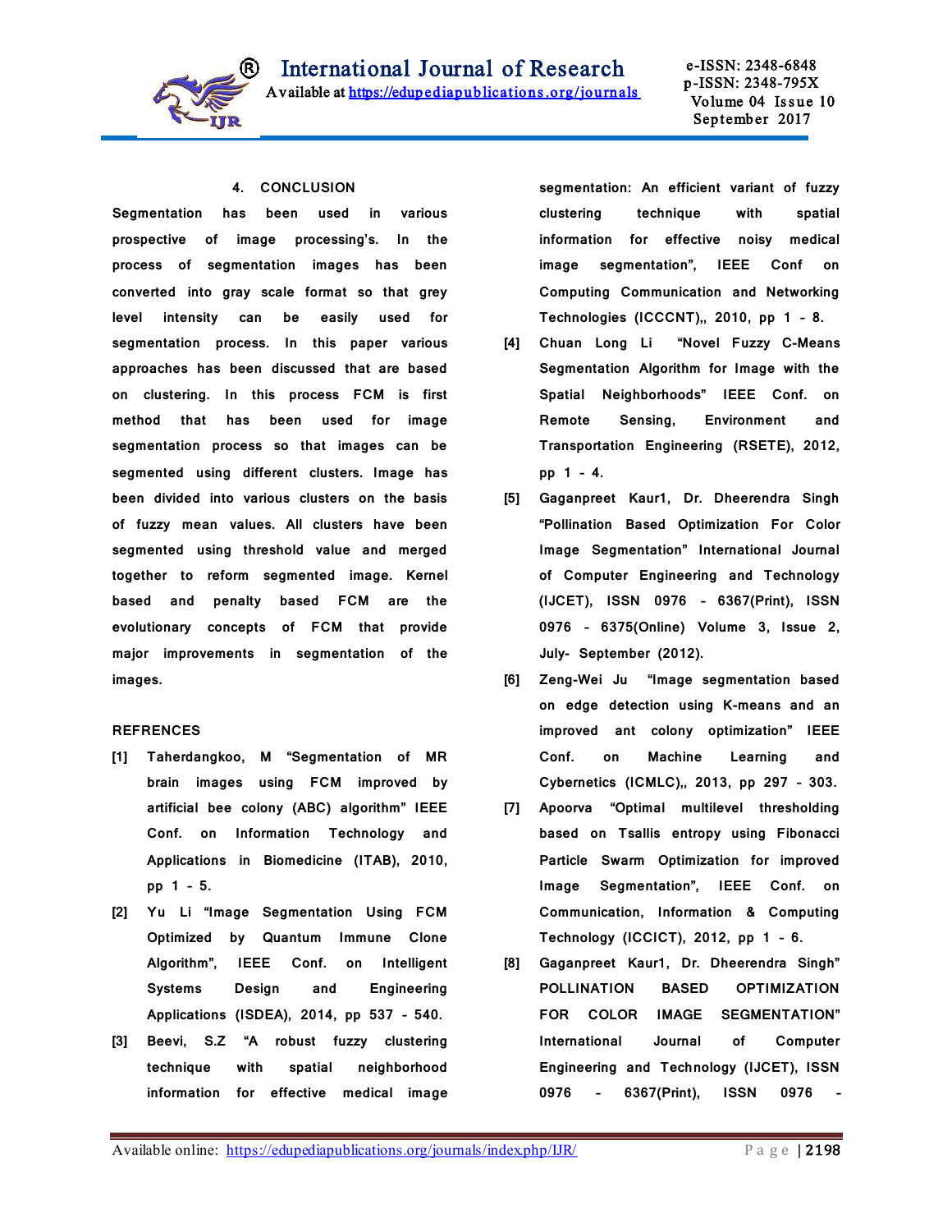## 4. CONCLUSION

Segmentation has been used in various prospective of image processing's. In the process of segmentation images has been converted into gray scale format so that grey level intensity can be easily used for segmentation process. In this paper various approaches has been discussed that are based on clustering. In this process FCM is first method that has been used for image segmentation process so that images can be segmented using different clusters. Image has been divided into various clusters on the basis of fuzzy mean values. All clusters have been segmented using threshold value and merged together to reform segmented image. Kernel based and penalty based FCM are the evolutionary concepts of FCM that provide major improvements in segmentation of the images.

## REFRENCES

[1] Taherdangkoo, M "Segmentation of MR brain images using FCM improved by artificial bee colony (ABC) algorithm" IEEE Conf. on Information Technology and Applications in Biomedicine (ITAB), 2010, pp 1 - 5.

[2] Yu Li "Image Segmentation Using FCM Optimized by Quantum Immune Clone Algorithm", IEEE Conf. on Intelligent Systems Design and Engineering Applications (ISDEA), 2014, pp 537 - 540.

[3] Beevi, S.Z "A robust fuzzy clustering technique with spatial neighborhood information for effective medical image segmentation: An efficient variant of fuzzy clustering technique with spatial information for effective noisy medical image segmentation", IEEE Conf on Computing Communication and Networking Technologies (ICCCNT),, 2010, pp 1 - 8.

[4] Chuan Long Li "Novel Fuzzy C-Means Segmentation Algorithm for Image with the Spatial Neighborhoods" IEEE Conf. on Remote Sensing, Environment and Transportation Engineering (RSETE), 2012, pp 1 - 4.

[5] Gaganpreet Kaur1, Dr. Dheerendra Singh "Pollination Based Optimization For Color Image Segmentation" International Journal of Computer Engineering and Technology (IJCET), ISSN 0976 – 6367(Print), ISSN 0976 – 6375(Online) Volume 3, Issue 2, July- September (2012).

[6] Zeng-Wei Ju "Image segmentation based on edge detection using K-means and an improved ant colony optimization" IEEE Conf. on Machine Learning and Cybernetics (ICMLC),, 2013, pp 297 - 303.

[7] Apoorva "Optimal multilevel thresholding based on Tsallis entropy using Fibonacci Particle Swarm Optimization for improved Image Segmentation", IEEE Conf. on Communication, Information & Computing Technology (ICCICT), 2012, pp 1 - 6.

[8] Gaganpreet Kaur1, Dr. Dheerendra Singh" POLLINATION BASED OPTIMIZATION FOR COLOR IMAGE SEGMENTATION" International Journal of Computer Engineering and Technology (IJCET), ISSN 0976 - 6367(Print), ISSN 0976 -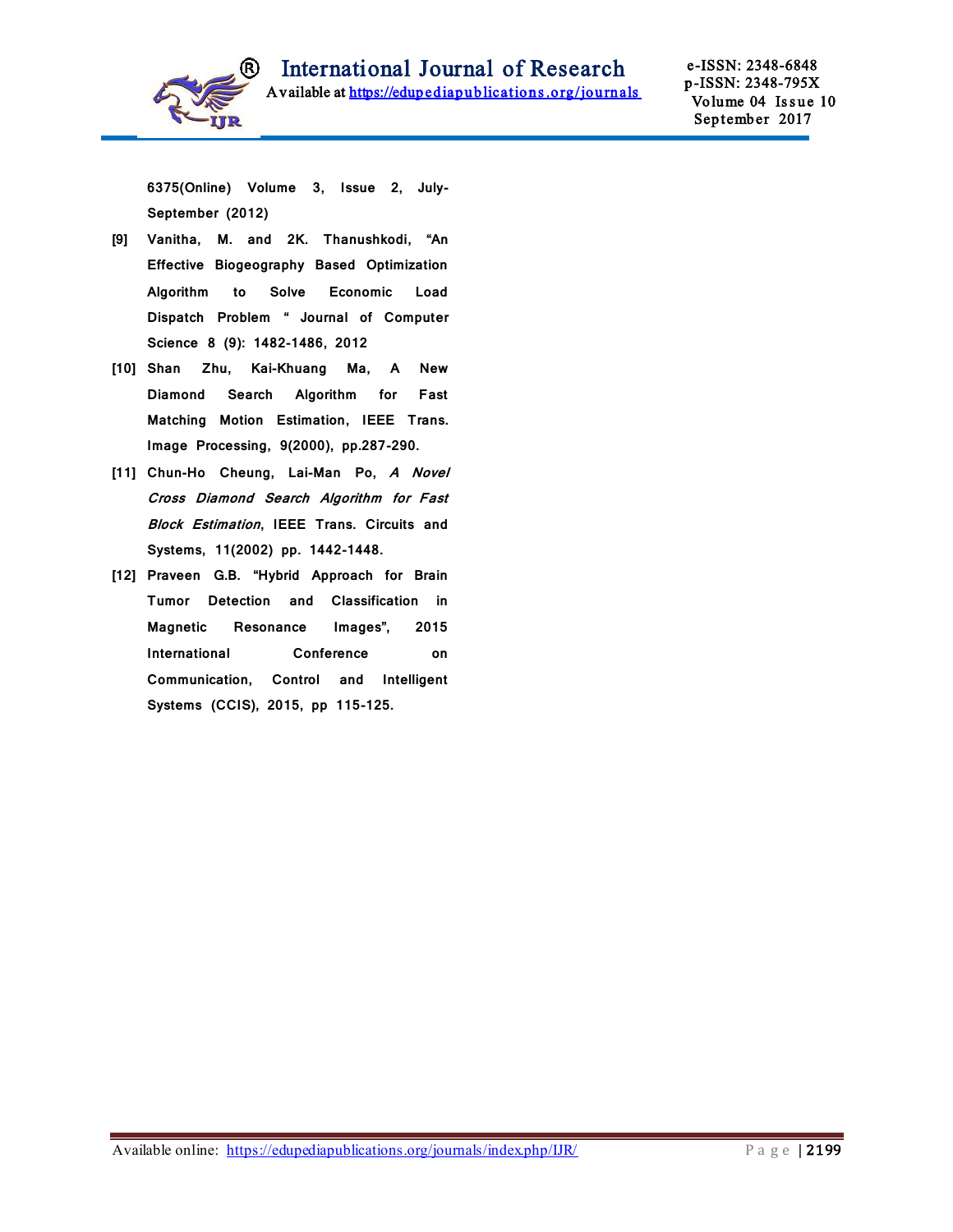6375(Online) Volume 3, Issue 2, July-September (2012)

[9] Vanitha, M. and 2K. Thanushkodi, "An Effective Biogeography Based Optimization Algorithm to Solve Economic Load Dispatch Problem " Journal of Computer Science 8 (9): 1482-1486, 2012

[10] Shan Zhu, Kai-Khuang Ma, A New Diamond Search Algorithm for Fast Matching Motion Estimation, IEEE Trans. Image Processing, 9(2000), pp.287-290.

[11] Chun-Ho Cheung, Lai-Man Po, *A Novel Cross Diamond Search Algorithm for Fast Block Estimation*, IEEE Trans. Circuits and Systems, 11(2002) pp. 1442-1448.

[12] Praveen G.B. "Hybrid Approach for Brain Tumor Detection and Classification in Magnetic Resonance Images", 2015 International Conference on Communication, Control and Intelligent Systems (CCIS), 2015, pp 115-125.